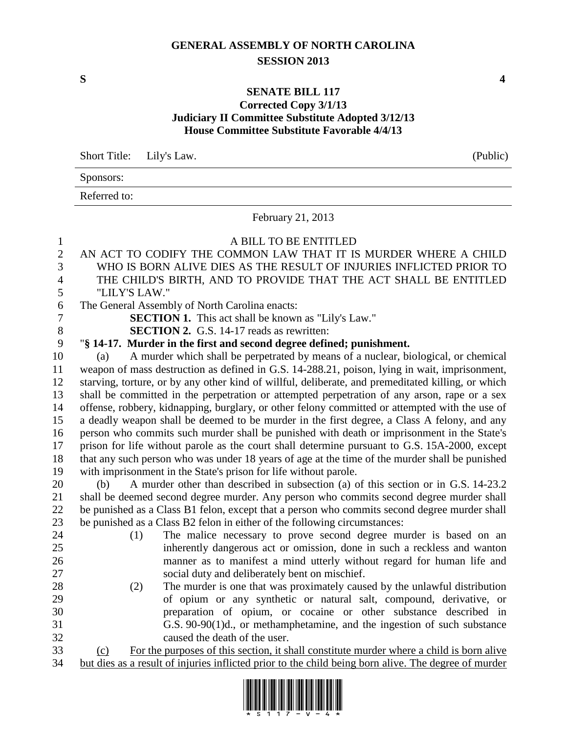# GENERAL ASSEMBLY OF NORTH CAROLINA
## SESSION 2013

**S** **4**

## SENATE BILL 117
### Corrected Copy 3/1/13
### Judiciary II Committee Substitute Adopted 3/12/13
### House Committee Substitute Favorable 4/4/13

Short Title: Lily's Law. (Public)

Sponsors:

Referred to:

February 21, 2013

A BILL TO BE ENTITLED

AN ACT TO CODIFY THE COMMON LAW THAT IT IS MURDER WHERE A CHILD WHO IS BORN ALIVE DIES AS THE RESULT OF INJURIES INFLICTED PRIOR TO THE CHILD'S BIRTH, AND TO PROVIDE THAT THE ACT SHALL BE ENTITLED "LILY'S LAW."

The General Assembly of North Carolina enacts:

**SECTION 1.** This act shall be known as "Lily's Law."

**SECTION 2.** G.S. 14-17 reads as rewritten:

"**§ 14-17. Murder in the first and second degree defined; punishment.**

(a) A murder which shall be perpetrated by means of a nuclear, biological, or chemical weapon of mass destruction as defined in G.S. 14-288.21, poison, lying in wait, imprisonment, starving, torture, or by any other kind of willful, deliberate, and premeditated killing, or which shall be committed in the perpetration or attempted perpetration of any arson, rape or a sex offense, robbery, kidnapping, burglary, or other felony committed or attempted with the use of a deadly weapon shall be deemed to be murder in the first degree, a Class A felony, and any person who commits such murder shall be punished with death or imprisonment in the State's prison for life without parole as the court shall determine pursuant to G.S. 15A-2000, except that any such person who was under 18 years of age at the time of the murder shall be punished with imprisonment in the State's prison for life without parole.

(b) A murder other than described in subsection (a) of this section or in G.S. 14-23.2 shall be deemed second degree murder. Any person who commits second degree murder shall be punished as a Class B1 felon, except that a person who commits second degree murder shall be punished as a Class B2 felon in either of the following circumstances:

(1) The malice necessary to prove second degree murder is based on an inherently dangerous act or omission, done in such a reckless and wanton manner as to manifest a mind utterly without regard for human life and social duty and deliberately bent on mischief.

(2) The murder is one that was proximately caused by the unlawful distribution of opium or any synthetic or natural salt, compound, derivative, or preparation of opium, or cocaine or other substance described in G.S. 90-90(1)d., or methamphetamine, and the ingestion of such substance caused the death of the user.

<u>(c) For the purposes of this section, it shall constitute murder where a child is born alive but dies as a result of injuries inflicted prior to the child being born alive. The degree of murder</u>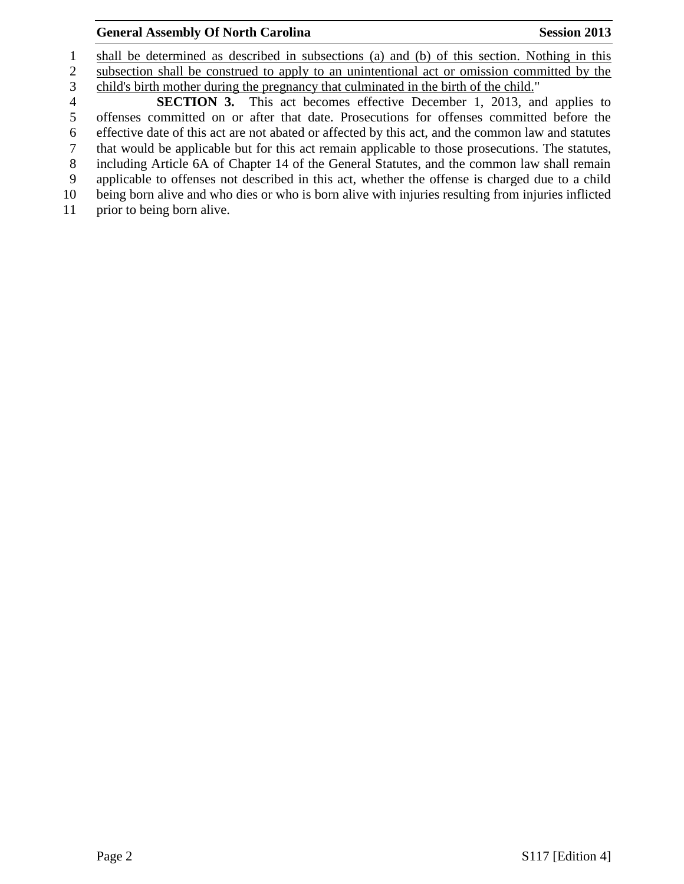shall be determined as described in subsections (a) and (b) of this section. Nothing in this subsection shall be construed to apply to an unintentional act or omission committed by the child's birth mother during the pregnancy that culminated in the birth of the child."

**SECTION 3.** This act becomes effective December 1, 2013, and applies to offenses committed on or after that date. Prosecutions for offenses committed before the effective date of this act are not abated or affected by this act, and the common law and statutes that would be applicable but for this act remain applicable to those prosecutions. The statutes, including Article 6A of Chapter 14 of the General Statutes, and the common law shall remain applicable to offenses not described in this act, whether the offense is charged due to a child being born alive and who dies or who is born alive with injuries resulting from injuries inflicted prior to being born alive.